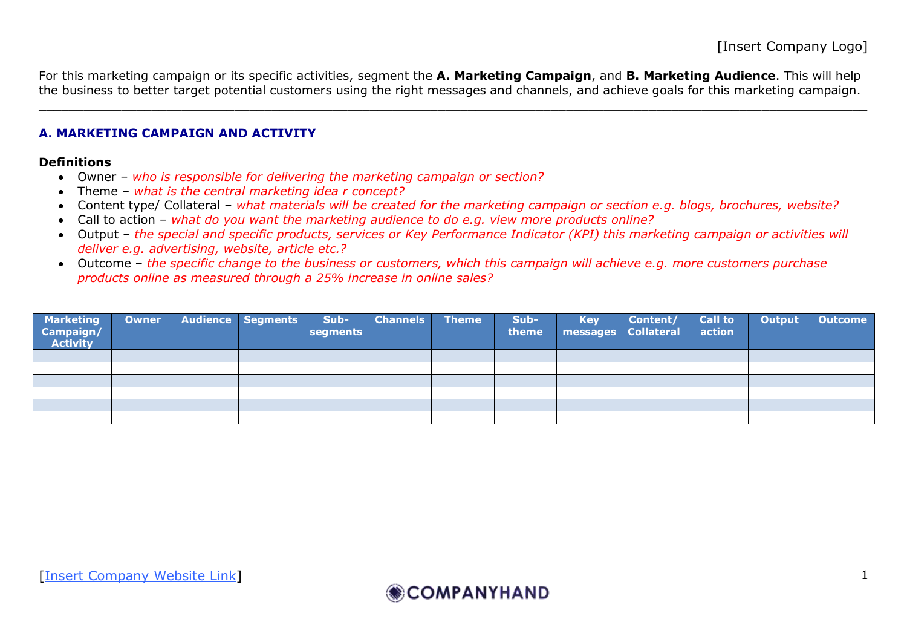[Insert Company Logo]

For this marketing campaign or its specific activities, segment the **A. Marketing Campaign**, and **B. Marketing Audience**. This will help the business to better target potential customers using the right messages and channels, and achieve goals for this marketing campaign.

---

## A. MARKETING CAMPAIGN AND ACTIVITY

**Definitions**

- Owner – *who is responsible for delivering the marketing campaign or section?*
- Theme – *what is the central marketing idea r concept?*
- Content type/ Collateral – *what materials will be created for the marketing campaign or section e.g. blogs, brochures, website?*
- Call to action – *what do you want the marketing audience to do e.g. view more products online?*
- Output – *the special and specific products, services or Key Performance Indicator (KPI) this marketing campaign or activities will deliver e.g. advertising, website, article etc.?*
- Outcome – *the specific change to the business or customers, which this campaign will achieve e.g. more customers purchase products online as measured through a 25% increase in online sales?*

| Marketing Campaign/ Activity | Owner | Audience | Segments | Sub-segments | Channels | Theme | Sub-theme | Key messages | Content/ Collateral | Call to action | Output | Outcome |
|---|---|---|---|---|---|---|---|---|---|---|---|---|
| | | | | | | | | | | | | |
| | | | | | | | | | | | | |
| | | | | | | | | | | | | |
| | | | | | | | | | | | | |
| | | | | | | | | | | | | |
| | | | | | | | | | | | | |

[Insert Company Website Link]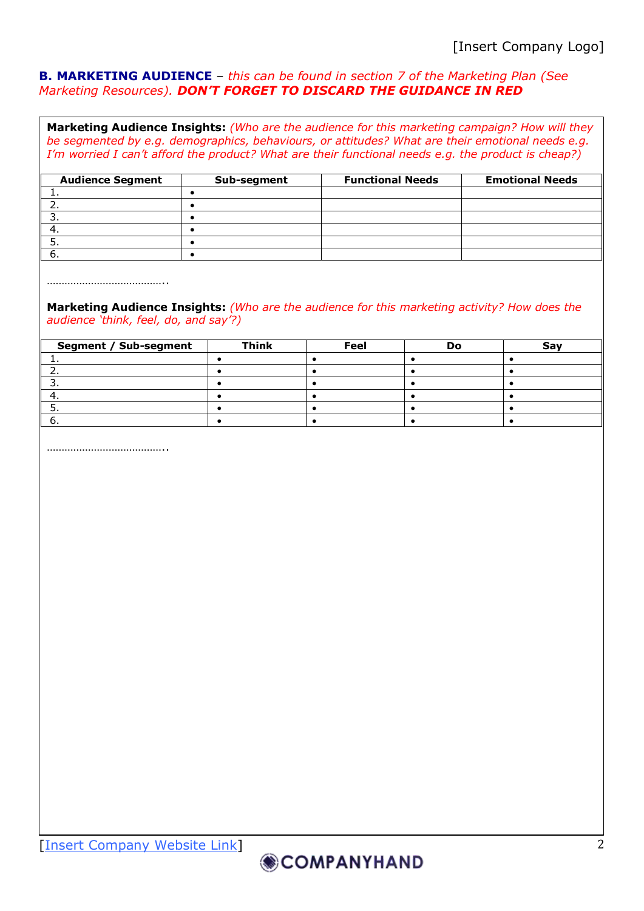**B. MARKETING AUDIENCE** – *this can be found in section 7 of the Marketing Plan (See Marketing Resources).* ***DON'T FORGET TO DISCARD THE GUIDANCE IN RED***

**Marketing Audience Insights:** *(Who are the audience for this marketing campaign? How will they be segmented by e.g. demographics, behaviours, or attitudes? What are their emotional needs e.g. I'm worried I can't afford the product? What are their functional needs e.g. the product is cheap?)*

| Audience Segment | Sub-segment | Functional Needs | Emotional Needs |
|---|---|---|---|
| 1. | • | | |
| 2. | • | | |
| 3. | • | | |
| 4. | • | | |
| 5. | • | | |
| 6. | • | | |

…………………………………..

**Marketing Audience Insights:** *(Who are the audience for this marketing activity? How does the audience 'think, feel, do, and say'?)*

| Segment / Sub-segment | Think | Feel | Do | Say |
|---|---|---|---|---|
| 1. | • | • | • | • |
| 2. | • | • | • | • |
| 3. | • | • | • | • |
| 4. | • | • | • | • |
| 5. | • | • | • | • |
| 6. | • | • | • | • |

…………………………………..